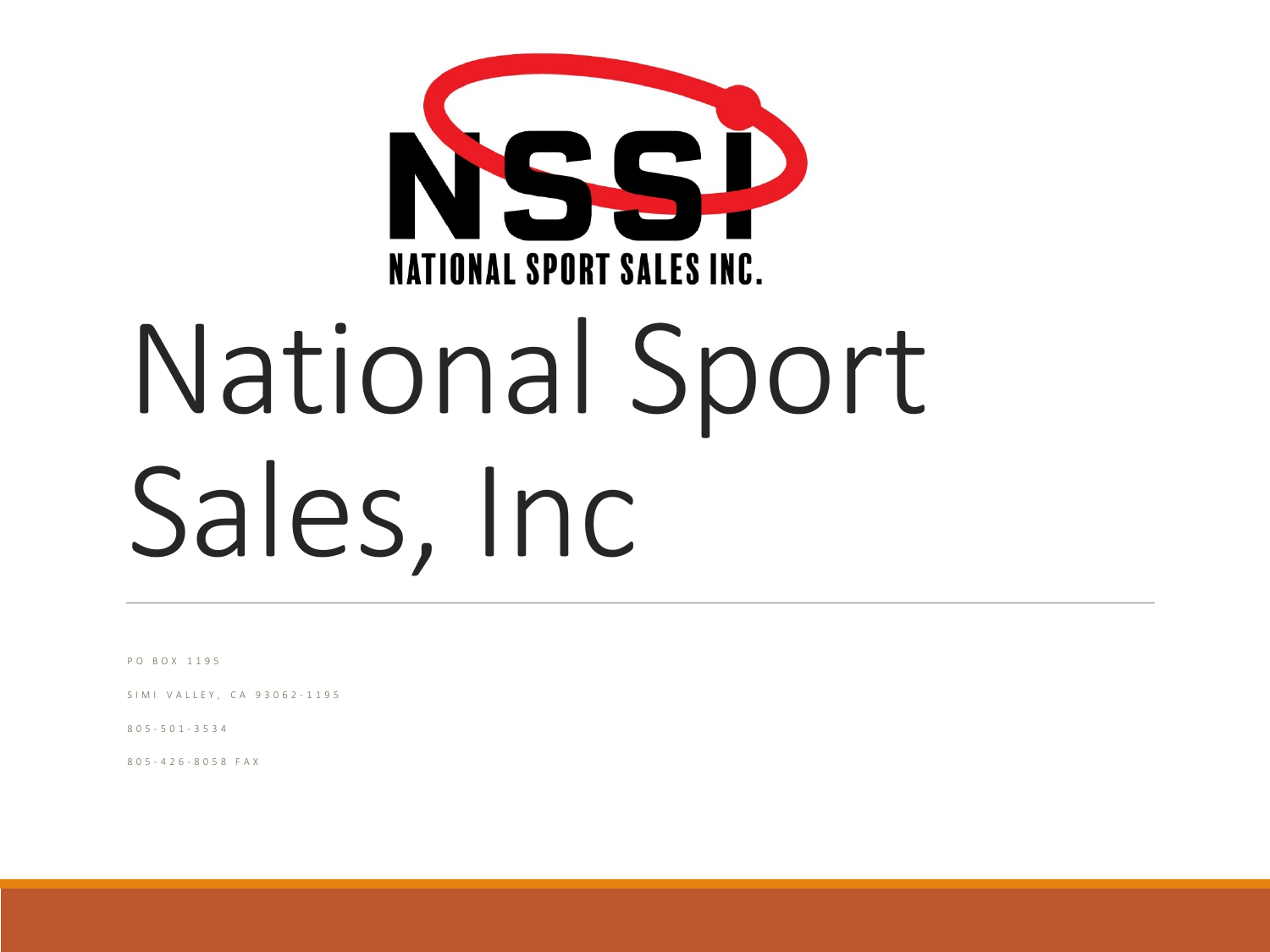NSSI

NATIONAL SPORT SALES INC.

# National Sport Sales, Inc

PO BOX 1195

SIMI VALLEY, CA 93062-1195

805-501-3534

805-426-8058 FAX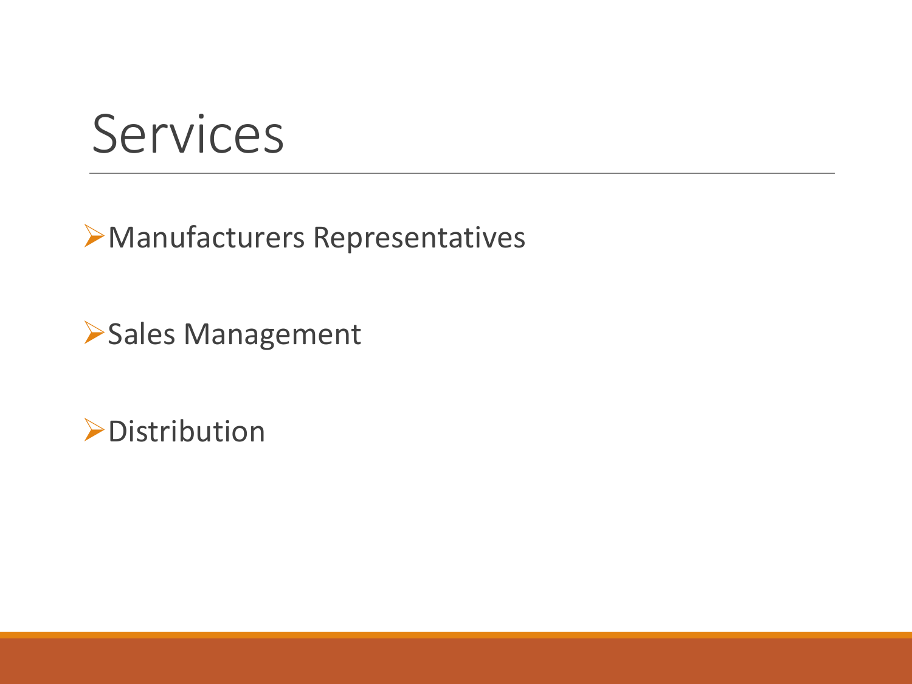# Services

- Manufacturers Representatives
- Sales Management
- Distribution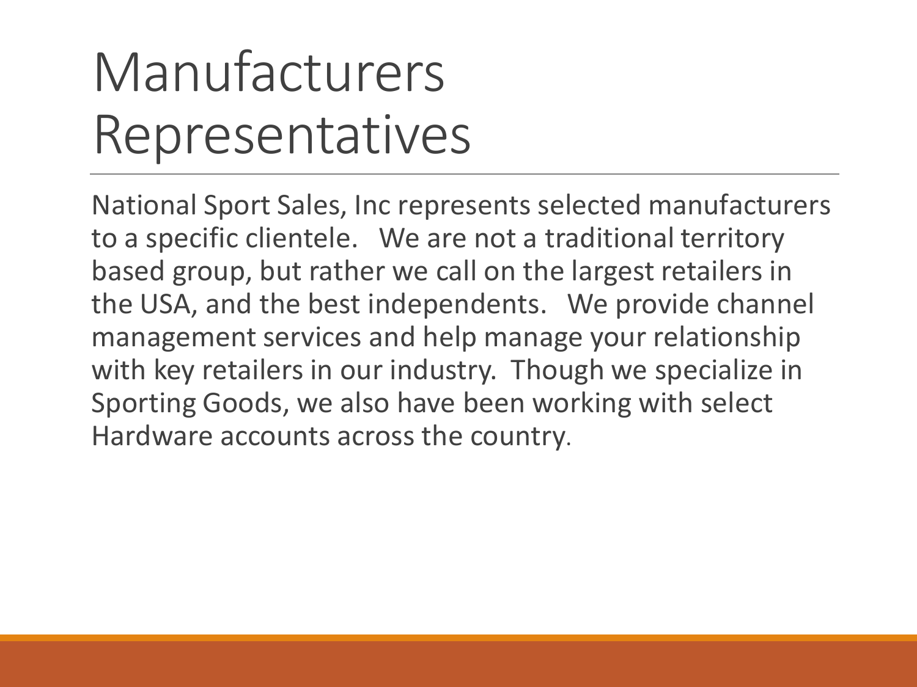# Manufacturers Representatives

National Sport Sales, Inc represents selected manufacturers to a specific clientele. We are not a traditional territory based group, but rather we call on the largest retailers in the USA, and the best independents. We provide channel management services and help manage your relationship with key retailers in our industry. Though we specialize in Sporting Goods, we also have been working with select Hardware accounts across the country.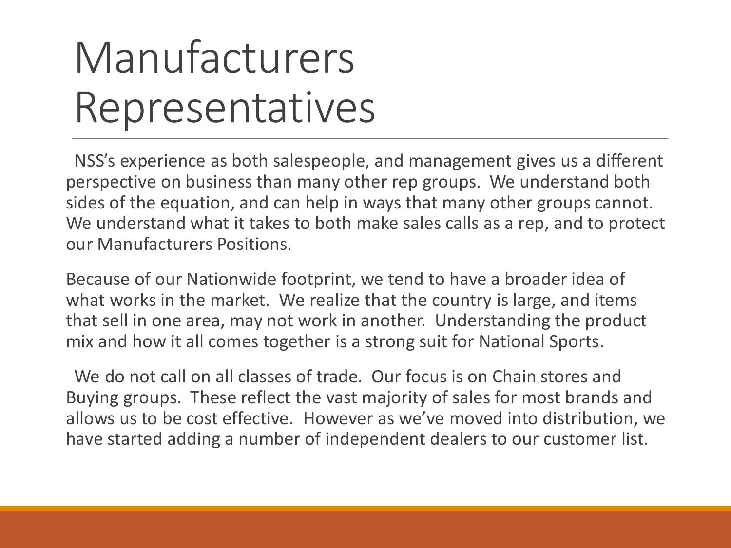# Manufacturers Representatives

NSS's experience as both salespeople, and management gives us a different perspective on business than many other rep groups. We understand both sides of the equation, and can help in ways that many other groups cannot. We understand what it takes to both make sales calls as a rep, and to protect our Manufacturers Positions.

Because of our Nationwide footprint, we tend to have a broader idea of what works in the market. We realize that the country is large, and items that sell in one area, may not work in another. Understanding the product mix and how it all comes together is a strong suit for National Sports.

We do not call on all classes of trade. Our focus is on Chain stores and Buying groups. These reflect the vast majority of sales for most brands and allows us to be cost effective. However as we've moved into distribution, we have started adding a number of independent dealers to our customer list.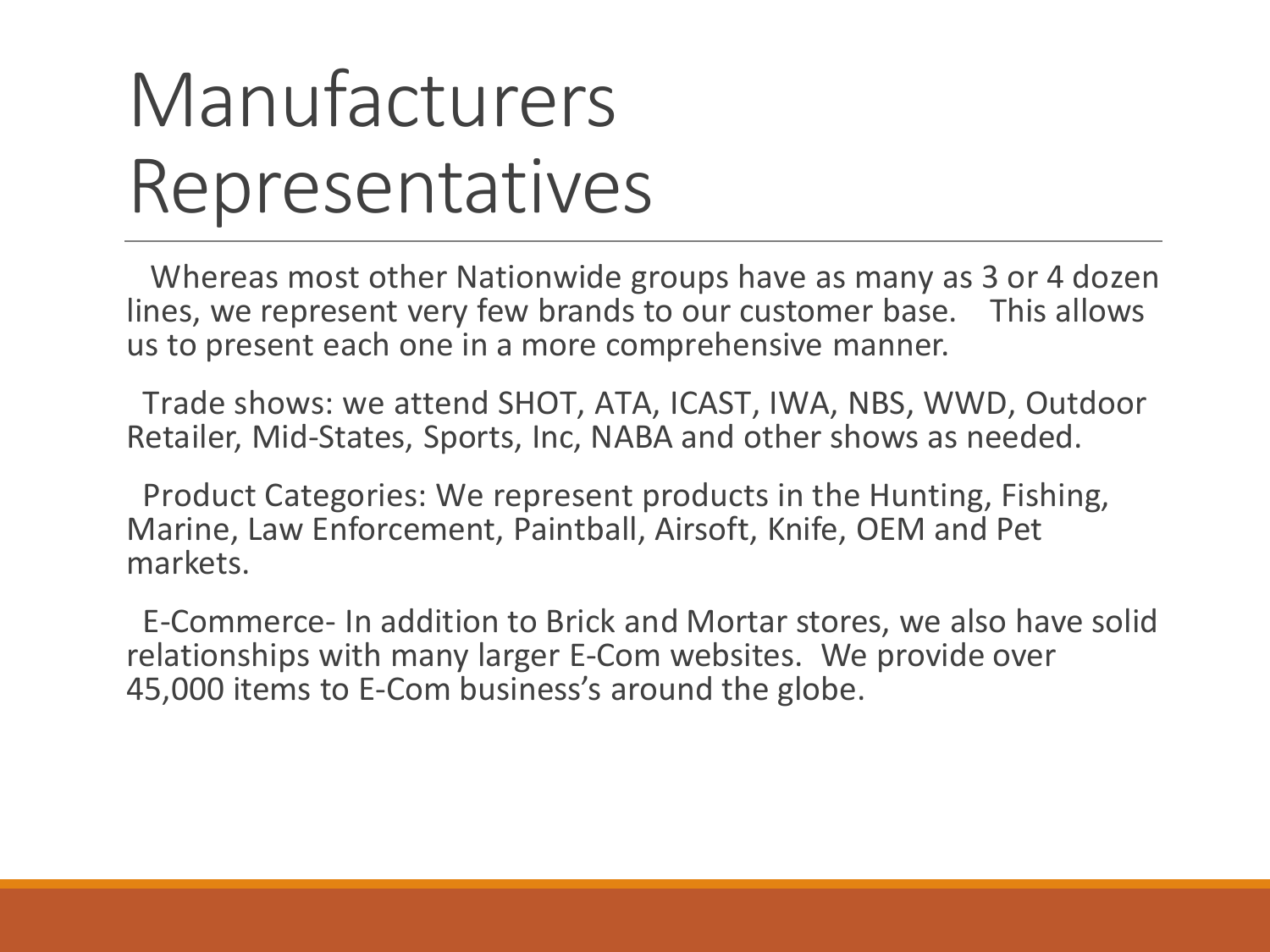# Manufacturers Representatives

Whereas most other Nationwide groups have as many as 3 or 4 dozen lines, we represent very few brands to our customer base. This allows us to present each one in a more comprehensive manner.

Trade shows: we attend SHOT, ATA, ICAST, IWA, NBS, WWD, Outdoor Retailer, Mid-States, Sports, Inc, NABA and other shows as needed.

Product Categories: We represent products in the Hunting, Fishing, Marine, Law Enforcement, Paintball, Airsoft, Knife, OEM and Pet markets.

E-Commerce- In addition to Brick and Mortar stores, we also have solid relationships with many larger E-Com websites. We provide over 45,000 items to E-Com business's around the globe.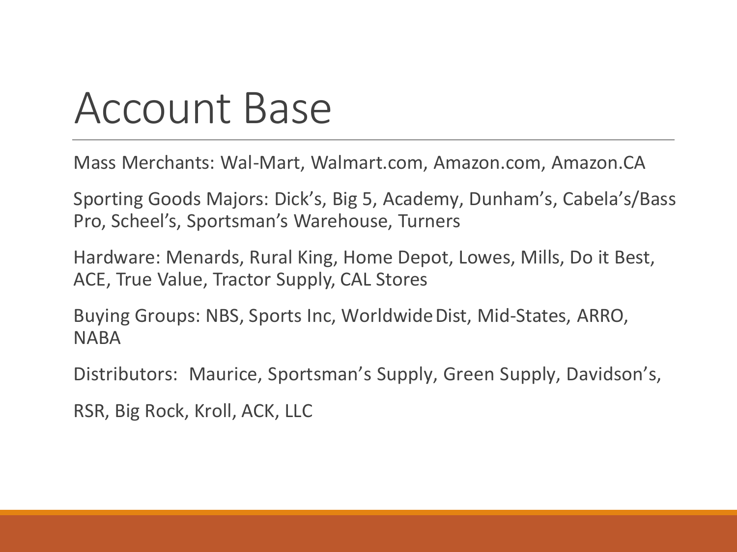# Account Base

Mass Merchants: Wal-Mart, Walmart.com, Amazon.com, Amazon.CA

Sporting Goods Majors: Dick's, Big 5, Academy, Dunham's, Cabela's/Bass Pro, Scheel's, Sportsman's Warehouse, Turners

Hardware: Menards, Rural King, Home Depot, Lowes, Mills, Do it Best, ACE, True Value, Tractor Supply, CAL Stores

Buying Groups: NBS, Sports Inc, Worldwide Dist, Mid-States, ARRO, NABA

Distributors: Maurice, Sportsman's Supply, Green Supply, Davidson's,

RSR, Big Rock, Kroll, ACK, LLC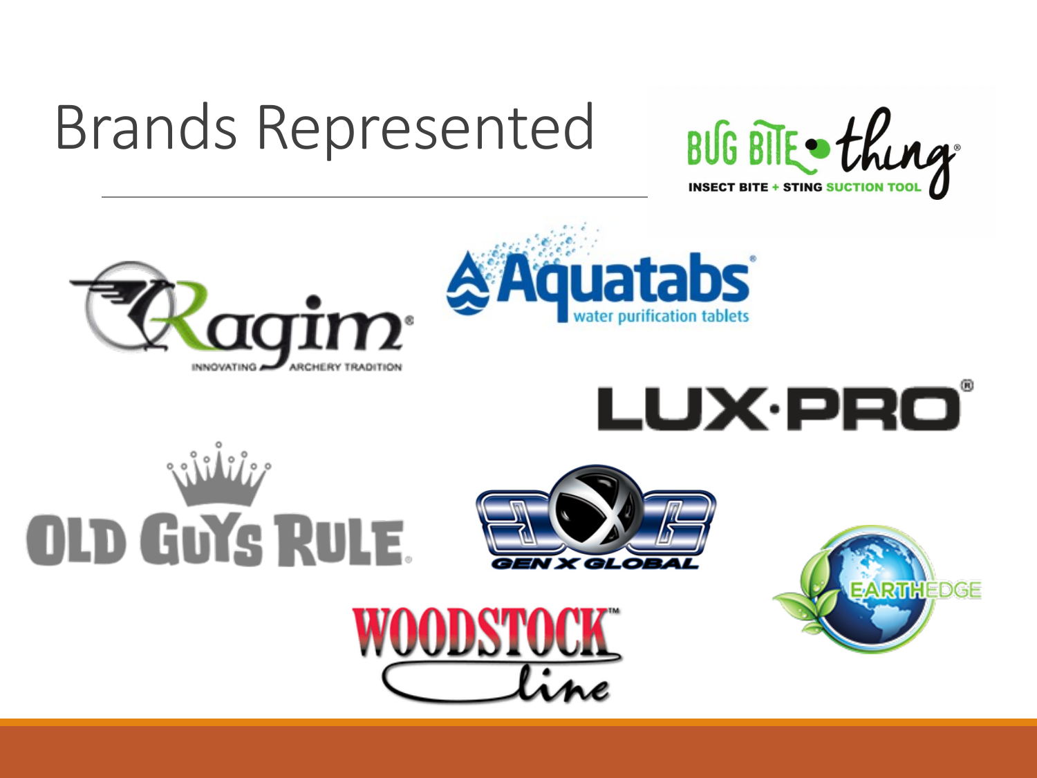# Brands Represented

BUG BITE thing

INSECT BITE + STING SUCTION TOOL

Ragim

INNOVATING ARCHERY TRADITION

Aquatabs

water purification tablets

LUX·PRO

OLD GUYS RULE

GEN X GLOBAL

EARTHEDGE

WOODSTOCK line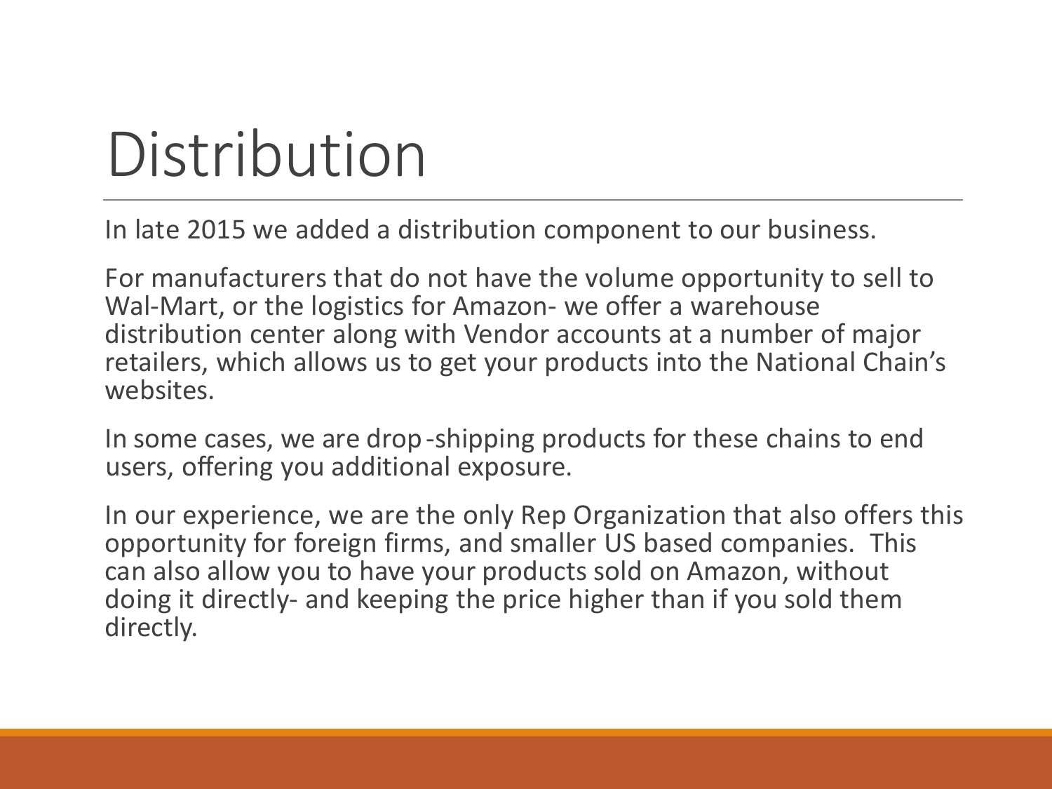# Distribution

In late 2015 we added a distribution component to our business.

For manufacturers that do not have the volume opportunity to sell to Wal-Mart, or the logistics for Amazon- we offer a warehouse distribution center along with Vendor accounts at a number of major retailers, which allows us to get your products into the National Chain's websites.

In some cases, we are drop-shipping products for these chains to end users, offering you additional exposure.

In our experience, we are the only Rep Organization that also offers this opportunity for foreign firms, and smaller US based companies. This can also allow you to have your products sold on Amazon, without doing it directly- and keeping the price higher than if you sold them directly.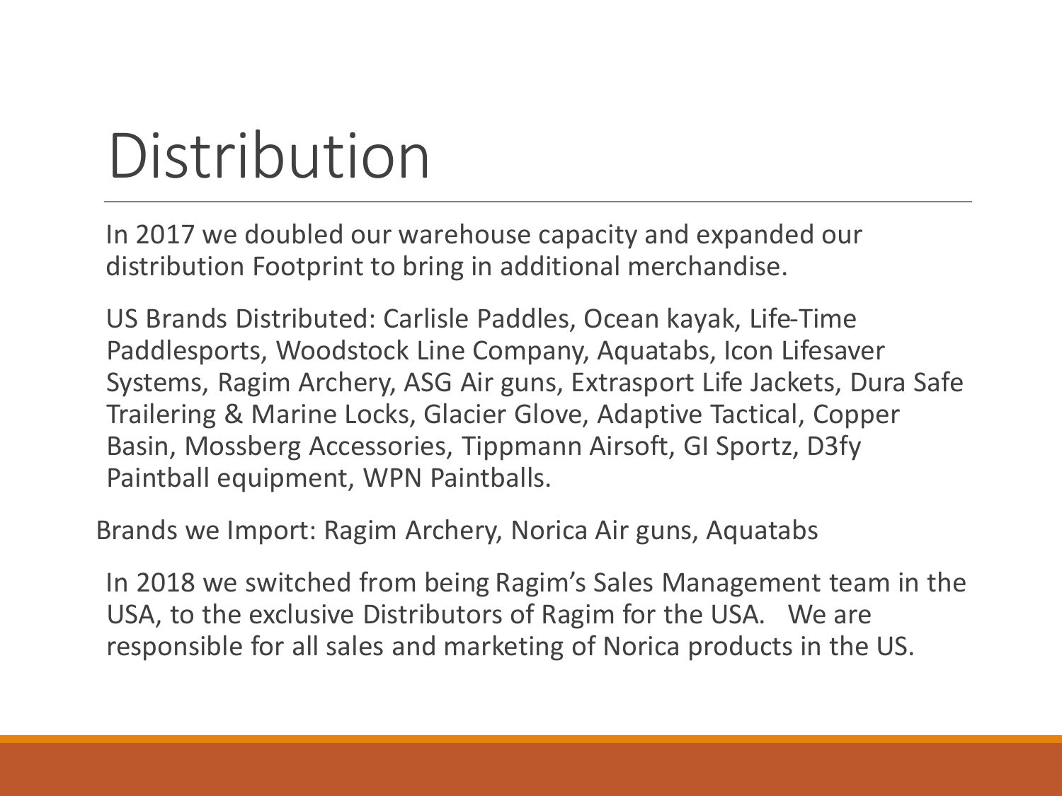# Distribution

In 2017 we doubled our warehouse capacity and expanded our distribution Footprint to bring in additional merchandise.

US Brands Distributed: Carlisle Paddles, Ocean kayak, Life-Time Paddlesports, Woodstock Line Company, Aquatabs, Icon Lifesaver Systems, Ragim Archery, ASG Air guns, Extrasport Life Jackets, Dura Safe Trailering & Marine Locks, Glacier Glove, Adaptive Tactical, Copper Basin, Mossberg Accessories, Tippmann Airsoft, GI Sportz, D3fy Paintball equipment, WPN Paintballs.

Brands we Import: Ragim Archery, Norica Air guns, Aquatabs

In 2018 we switched from being Ragim's Sales Management team in the USA, to the exclusive Distributors of Ragim for the USA. We are responsible for all sales and marketing of Norica products in the US.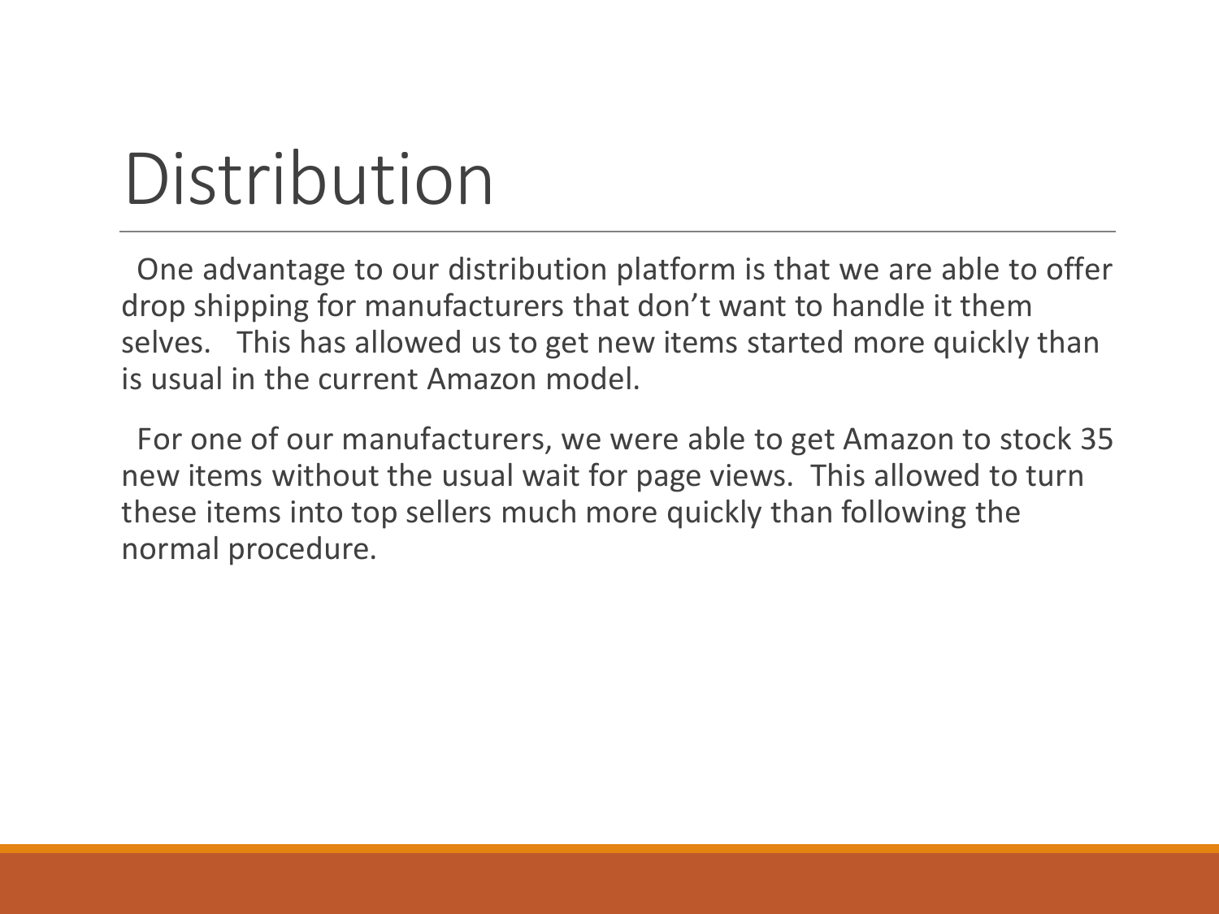# Distribution

One advantage to our distribution platform is that we are able to offer drop shipping for manufacturers that don't want to handle it them selves. This has allowed us to get new items started more quickly than is usual in the current Amazon model.

For one of our manufacturers, we were able to get Amazon to stock 35 new items without the usual wait for page views. This allowed to turn these items into top sellers much more quickly than following the normal procedure.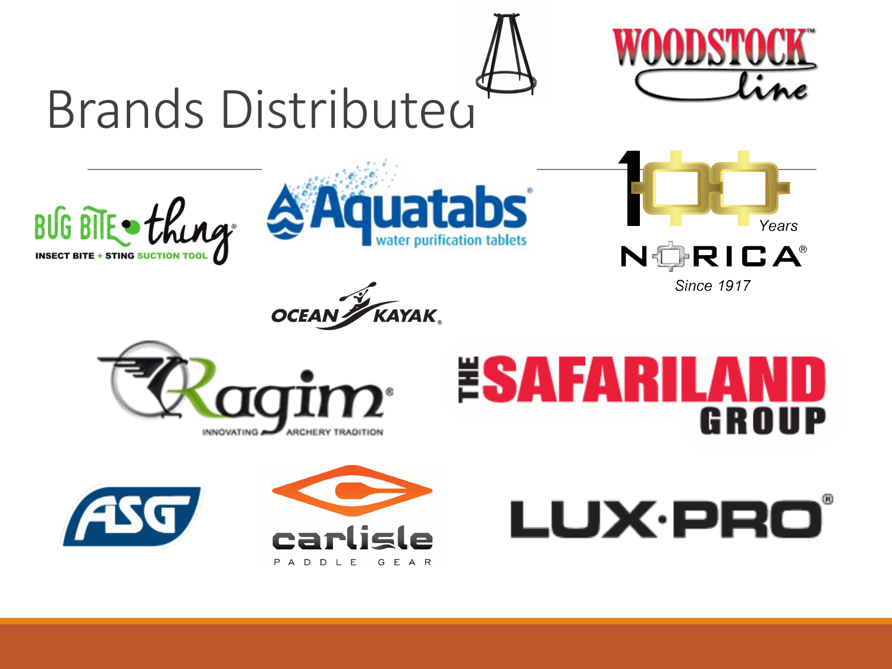# Brands Distributed

WOODSTOCK line

BUG BITE thing
INSECT BITE + STING SUCTION TOOL

Aquatabs
water purification tablets

100 Years
NORICA
Since 1917

OCEAN KAYAK

Ragim
INNOVATING ARCHERY TRADITION

THE SAFARILAND GROUP

ASG

carlisle
PADDLE GEAR

LUX·PRO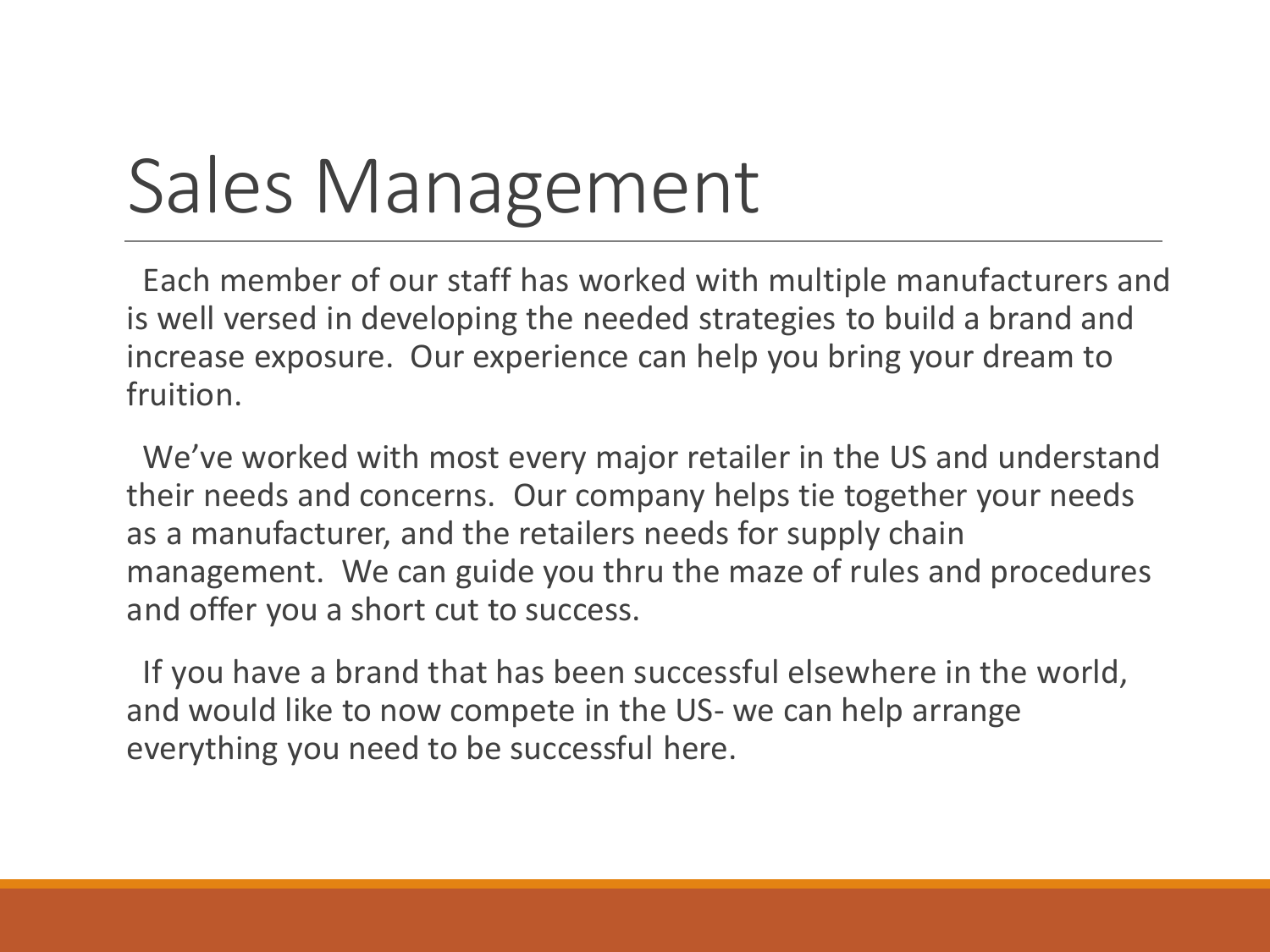# Sales Management

Each member of our staff has worked with multiple manufacturers and is well versed in developing the needed strategies to build a brand and increase exposure. Our experience can help you bring your dream to fruition.

We've worked with most every major retailer in the US and understand their needs and concerns. Our company helps tie together your needs as a manufacturer, and the retailers needs for supply chain management. We can guide you thru the maze of rules and procedures and offer you a short cut to success.

If you have a brand that has been successful elsewhere in the world, and would like to now compete in the US- we can help arrange everything you need to be successful here.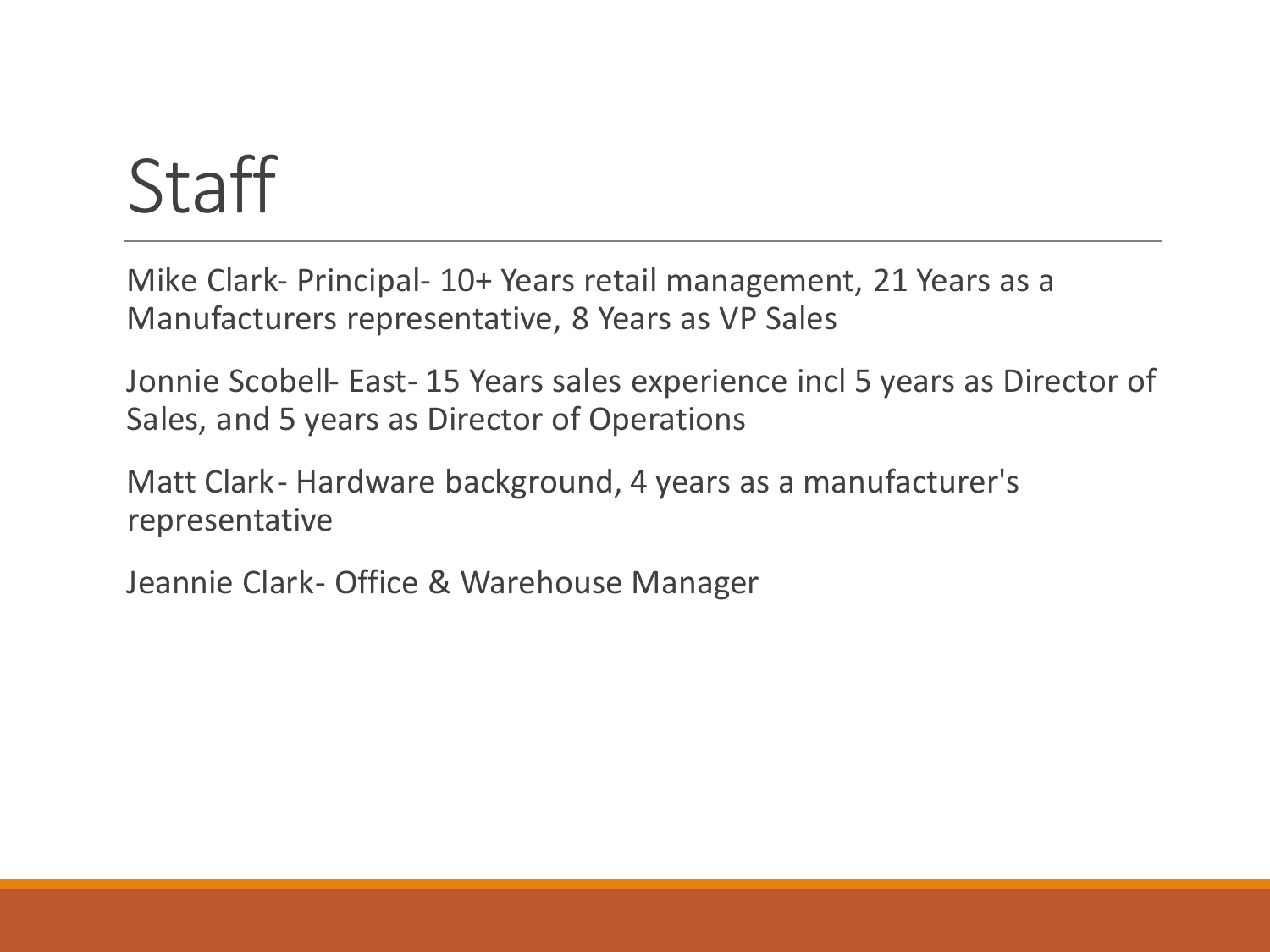# Staff

Mike Clark- Principal- 10+ Years retail management, 21 Years as a Manufacturers representative, 8 Years as VP Sales

Jonnie Scobell- East- 15 Years sales experience incl 5 years as Director of Sales, and 5 years as Director of Operations

Matt Clark- Hardware background, 4 years as a manufacturer's representative

Jeannie Clark- Office & Warehouse Manager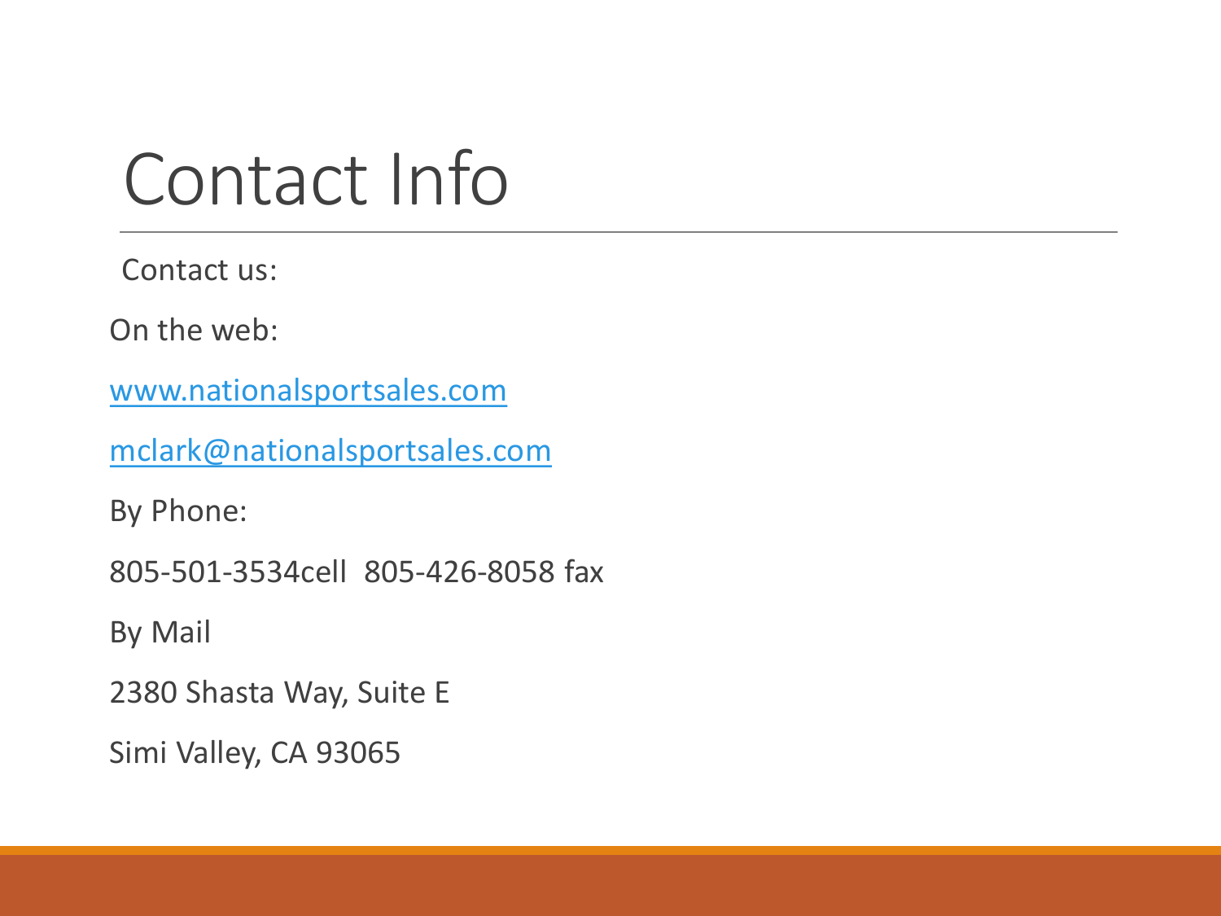# Contact Info

Contact us:

On the web:

[www.nationalsportsales.com](http://www.nationalsportsales.com)

[mclark@nationalsportsales.com](mailto:mclark@nationalsportsales.com)

By Phone:

805-501-3534cell  805-426-8058 fax

By Mail

2380 Shasta Way, Suite E

Simi Valley, CA 93065